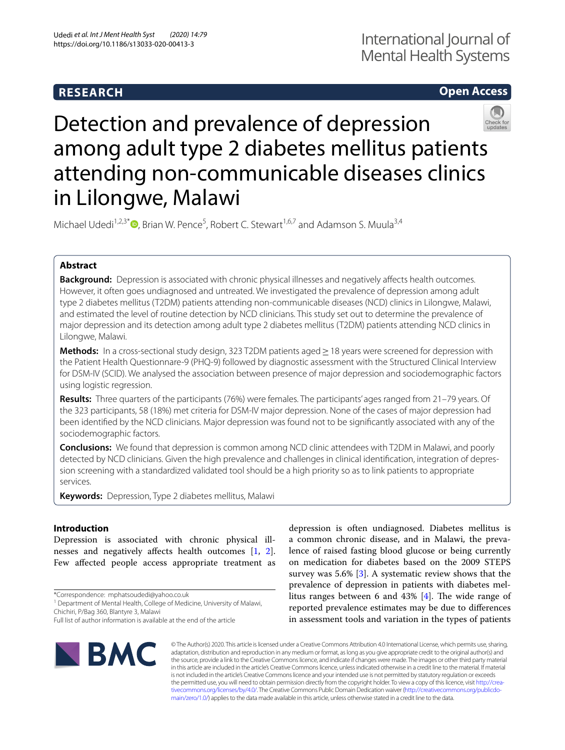RESEARCH

Open Access

# Detection and prevalence of depression among adult type 2 diabetes mellitus patients attending non-communicable diseases clinics in Lilongwe, Malawi

Michael Udedi[1,2,3*], Brian W. Pence[5], Robert C. Stewart[1,6,7] and Adamson S. Muula[3,4]

## Abstract

**Background:** Depression is associated with chronic physical illnesses and negatively affects health outcomes. However, it often goes undiagnosed and untreated. We investigated the prevalence of depression among adult type 2 diabetes mellitus (T2DM) patients attending non-communicable diseases (NCD) clinics in Lilongwe, Malawi, and estimated the level of routine detection by NCD clinicians. This study set out to determine the prevalence of major depression and its detection among adult type 2 diabetes mellitus (T2DM) patients attending NCD clinics in Lilongwe, Malawi.

**Methods:** In a cross-sectional study design, 323 T2DM patients aged ≥ 18 years were screened for depression with the Patient Health Questionnaire-9 (PHQ-9) followed by diagnostic assessment with the Structured Clinical Interview for DSM-IV (SCID). We analysed the association between presence of major depression and sociodemographic factors using logistic regression.

**Results:** Three quarters of the participants (76%) were females. The participants' ages ranged from 21–79 years. Of the 323 participants, 58 (18%) met criteria for DSM-IV major depression. None of the cases of major depression had been identified by the NCD clinicians. Major depression was found not to be significantly associated with any of the sociodemographic factors.

**Conclusions:** We found that depression is common among NCD clinic attendees with T2DM in Malawi, and poorly detected by NCD clinicians. Given the high prevalence and challenges in clinical identification, integration of depression screening with a standardized validated tool should be a high priority so as to link patients to appropriate services.

**Keywords:** Depression, Type 2 diabetes mellitus, Malawi

## Introduction

Depression is associated with chronic physical illnesses and negatively affects health outcomes [1, 2]. Few affected people access appropriate treatment as depression is often undiagnosed. Diabetes mellitus is a common chronic disease, and in Malawi, the prevalence of raised fasting blood glucose or being currently on medication for diabetes based on the 2009 STEPS survey was 5.6% [3]. A systematic review shows that the prevalence of depression in patients with diabetes mellitus ranges between 6 and 43% [4]. The wide range of reported prevalence estimates may be due to differences in assessment tools and variation in the types of patients

*Correspondence: mphatsoudedi@yahoo.co.uk
[1] Department of Mental Health, College of Medicine, University of Malawi, Chichiri, P/Bag 360, Blantyre 3, Malawi
Full list of author information is available at the end of the article

© The Author(s) 2020. This article is licensed under a Creative Commons Attribution 4.0 International License, which permits use, sharing, adaptation, distribution and reproduction in any medium or format, as long as you give appropriate credit to the original author(s) and the source, provide a link to the Creative Commons licence, and indicate if changes were made. The images or other third party material in this article are included in the article's Creative Commons licence, unless indicated otherwise in a credit line to the material. If material is not included in the article's Creative Commons licence and your intended use is not permitted by statutory regulation or exceeds the permitted use, you will need to obtain permission directly from the copyright holder. To view a copy of this licence, visit http://creativecommons.org/licenses/by/4.0/. The Creative Commons Public Domain Dedication waiver (http://creativecommons.org/publicdomain/zero/1.0/) applies to the data made available in this article, unless otherwise stated in a credit line to the data.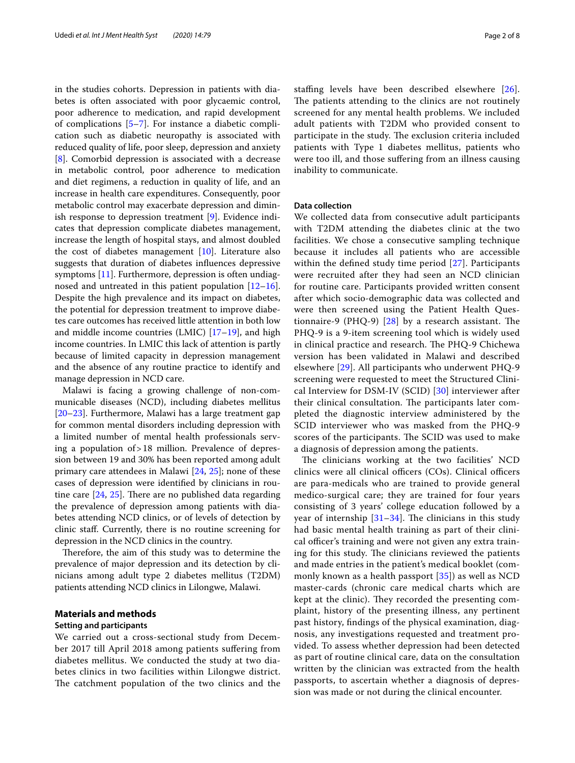in the studies cohorts. Depression in patients with diabetes is often associated with poor glycaemic control, poor adherence to medication, and rapid development of complications [5–7]. For instance a diabetic complication such as diabetic neuropathy is associated with reduced quality of life, poor sleep, depression and anxiety [8]. Comorbid depression is associated with a decrease in metabolic control, poor adherence to medication and diet regimens, a reduction in quality of life, and an increase in health care expenditures. Consequently, poor metabolic control may exacerbate depression and diminish response to depression treatment [9]. Evidence indicates that depression complicate diabetes management, increase the length of hospital stays, and almost doubled the cost of diabetes management [10]. Literature also suggests that duration of diabetes influences depressive symptoms [11]. Furthermore, depression is often undiagnosed and untreated in this patient population [12–16]. Despite the high prevalence and its impact on diabetes, the potential for depression treatment to improve diabetes care outcomes has received little attention in both low and middle income countries (LMIC) [17–19], and high income countries. In LMIC this lack of attention is partly because of limited capacity in depression management and the absence of any routine practice to identify and manage depression in NCD care.

Malawi is facing a growing challenge of non-communicable diseases (NCD), including diabetes mellitus [20–23]. Furthermore, Malawi has a large treatment gap for common mental disorders including depression with a limited number of mental health professionals serving a population of > 18 million. Prevalence of depression between 19 and 30% has been reported among adult primary care attendees in Malawi [24, 25]; none of these cases of depression were identified by clinicians in routine care [24, 25]. There are no published data regarding the prevalence of depression among patients with diabetes attending NCD clinics, or of levels of detection by clinic staff. Currently, there is no routine screening for depression in the NCD clinics in the country.

Therefore, the aim of this study was to determine the prevalence of major depression and its detection by clinicians among adult type 2 diabetes mellitus (T2DM) patients attending NCD clinics in Lilongwe, Malawi.

## Materials and methods

### Setting and participants

We carried out a cross-sectional study from December 2017 till April 2018 among patients suffering from diabetes mellitus. We conducted the study at two diabetes clinics in two facilities within Lilongwe district. The catchment population of the two clinics and the staffing levels have been described elsewhere [26]. The patients attending to the clinics are not routinely screened for any mental health problems. We included adult patients with T2DM who provided consent to participate in the study. The exclusion criteria included patients with Type 1 diabetes mellitus, patients who were too ill, and those suffering from an illness causing inability to communicate.

### Data collection

We collected data from consecutive adult participants with T2DM attending the diabetes clinic at the two facilities. We chose a consecutive sampling technique because it includes all patients who are accessible within the defined study time period [27]. Participants were recruited after they had seen an NCD clinician for routine care. Participants provided written consent after which socio-demographic data was collected and were then screened using the Patient Health Questionnaire-9 (PHQ-9) [28] by a research assistant. The PHQ-9 is a 9-item screening tool which is widely used in clinical practice and research. The PHQ-9 Chichewa version has been validated in Malawi and described elsewhere [29]. All participants who underwent PHQ-9 screening were requested to meet the Structured Clinical Interview for DSM-IV (SCID) [30] interviewer after their clinical consultation. The participants later completed the diagnostic interview administered by the SCID interviewer who was masked from the PHQ-9 scores of the participants. The SCID was used to make a diagnosis of depression among the patients.

The clinicians working at the two facilities' NCD clinics were all clinical officers (COs). Clinical officers are para-medicals who are trained to provide general medico-surgical care; they are trained for four years consisting of 3 years' college education followed by a year of internship [31–34]. The clinicians in this study had basic mental health training as part of their clinical officer's training and were not given any extra training for this study. The clinicians reviewed the patients and made entries in the patient's medical booklet (commonly known as a health passport [35]) as well as NCD master-cards (chronic care medical charts which are kept at the clinic). They recorded the presenting complaint, history of the presenting illness, any pertinent past history, findings of the physical examination, diagnosis, any investigations requested and treatment provided. To assess whether depression had been detected as part of routine clinical care, data on the consultation written by the clinician was extracted from the health passports, to ascertain whether a diagnosis of depression was made or not during the clinical encounter.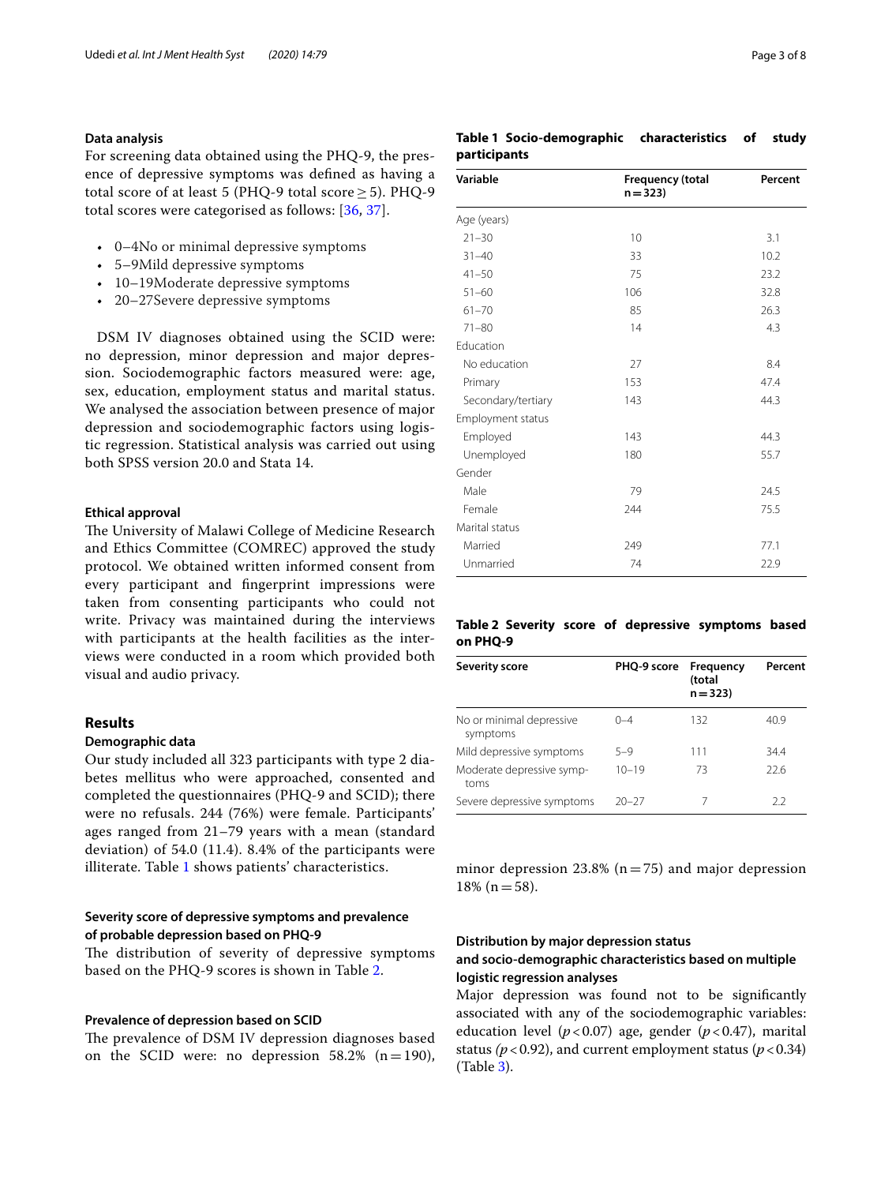### Data analysis

For screening data obtained using the PHQ-9, the presence of depressive symptoms was defined as having a total score of at least 5 (PHQ-9 total score ≥ 5). PHQ-9 total scores were categorised as follows: [36, 37].

- 0–4No or minimal depressive symptoms
- 5–9Mild depressive symptoms
- 10–19Moderate depressive symptoms
- 20–27Severe depressive symptoms

DSM IV diagnoses obtained using the SCID were: no depression, minor depression and major depression. Sociodemographic factors measured were: age, sex, education, employment status and marital status. We analysed the association between presence of major depression and sociodemographic factors using logistic regression. Statistical analysis was carried out using both SPSS version 20.0 and Stata 14.

### Ethical approval

The University of Malawi College of Medicine Research and Ethics Committee (COMREC) approved the study protocol. We obtained written informed consent from every participant and fingerprint impressions were taken from consenting participants who could not write. Privacy was maintained during the interviews with participants at the health facilities as the interviews were conducted in a room which provided both visual and audio privacy.

## Results

### Demographic data

Our study included all 323 participants with type 2 diabetes mellitus who were approached, consented and completed the questionnaires (PHQ-9 and SCID); there were no refusals. 244 (76%) were female. Participants' ages ranged from 21–79 years with a mean (standard deviation) of 54.0 (11.4). 8.4% of the participants were illiterate. Table 1 shows patients' characteristics.

**Table 1 Socio-demographic characteristics of study participants**

| Variable | Frequency (total n = 323) | Percent |
|---|---|---|
| Age (years) | | |
| 21–30 | 10 | 3.1 |
| 31–40 | 33 | 10.2 |
| 41–50 | 75 | 23.2 |
| 51–60 | 106 | 32.8 |
| 61–70 | 85 | 26.3 |
| 71–80 | 14 | 4.3 |
| Education | | |
| No education | 27 | 8.4 |
| Primary | 153 | 47.4 |
| Secondary/tertiary | 143 | 44.3 |
| Employment status | | |
| Employed | 143 | 44.3 |
| Unemployed | 180 | 55.7 |
| Gender | | |
| Male | 79 | 24.5 |
| Female | 244 | 75.5 |
| Marital status | | |
| Married | 249 | 77.1 |
| Unmarried | 74 | 22.9 |

### Severity score of depressive symptoms and prevalence of probable depression based on PHQ-9

The distribution of severity of depressive symptoms based on the PHQ-9 scores is shown in Table 2.

**Table 2 Severity score of depressive symptoms based on PHQ-9**

| Severity score | PHQ-9 score | Frequency (total n = 323) | Percent |
|---|---|---|---|
| No or minimal depressive symptoms | 0–4 | 132 | 40.9 |
| Mild depressive symptoms | 5–9 | 111 | 34.4 |
| Moderate depressive symptoms | 10–19 | 73 | 22.6 |
| Severe depressive symptoms | 20–27 | 7 | 2.2 |

### Prevalence of depression based on SCID

The prevalence of DSM IV depression diagnoses based on the SCID were: no depression 58.2% (n = 190), minor depression 23.8% (n = 75) and major depression 18% (n = 58).

### Distribution by major depression status and socio-demographic characteristics based on multiple logistic regression analyses

Major depression was found not to be significantly associated with any of the sociodemographic variables: education level ($p < 0.07$) age, gender ($p < 0.47$), marital status ($p < 0.92$), and current employment status ($p < 0.34$) (Table 3).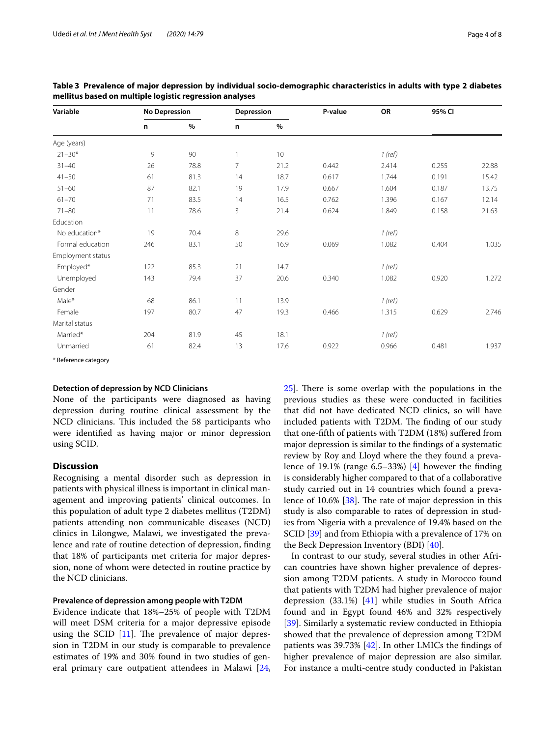**Table 3 Prevalence of major depression by individual socio-demographic characteristics in adults with type 2 diabetes mellitus based on multiple logistic regression analyses**

| Variable | No Depression | | Depression | | P-value | OR | 95% CI | |
|---|---|---|---|---|---|---|---|---|
| | n | % | n | % | | | | |
| Age (years) | | | | | | | | |
| 21–30* | 9 | 90 | 1 | 10 | | *1 (ref)* | | |
| 31–40 | 26 | 78.8 | 7 | 21.2 | 0.442 | 2.414 | 0.255 | 22.88 |
| 41–50 | 61 | 81.3 | 14 | 18.7 | 0.617 | 1.744 | 0.191 | 15.42 |
| 51–60 | 87 | 82.1 | 19 | 17.9 | 0.667 | 1.604 | 0.187 | 13.75 |
| 61–70 | 71 | 83.5 | 14 | 16.5 | 0.762 | 1.396 | 0.167 | 12.14 |
| 71–80 | 11 | 78.6 | 3 | 21.4 | 0.624 | 1.849 | 0.158 | 21.63 |
| Education | | | | | | | | |
| No education* | 19 | 70.4 | 8 | 29.6 | | *1 (ref)* | | |
| Formal education | 246 | 83.1 | 50 | 16.9 | 0.069 | 1.082 | 0.404 | 1.035 |
| Employment status | | | | | | | | |
| Employed* | 122 | 85.3 | 21 | 14.7 | | *1 (ref)* | | |
| Unemployed | 143 | 79.4 | 37 | 20.6 | 0.340 | 1.082 | 0.920 | 1.272 |
| Gender | | | | | | | | |
| Male* | 68 | 86.1 | 11 | 13.9 | | *1 (ref)* | | |
| Female | 197 | 80.7 | 47 | 19.3 | 0.466 | 1.315 | 0.629 | 2.746 |
| Marital status | | | | | | | | |
| Married* | 204 | 81.9 | 45 | 18.1 | | *1 (ref)* | | |
| Unmarried | 61 | 82.4 | 13 | 17.6 | 0.922 | 0.966 | 0.481 | 1.937 |

\* Reference category

### Detection of depression by NCD Clinicians

None of the participants were diagnosed as having depression during routine clinical assessment by the NCD clinicians. This included the 58 participants who were identified as having major or minor depression using SCID.

## Discussion

Recognising a mental disorder such as depression in patients with physical illness is important in clinical management and improving patients' clinical outcomes. In this population of adult type 2 diabetes mellitus (T2DM) patients attending non communicable diseases (NCD) clinics in Lilongwe, Malawi, we investigated the prevalence and rate of routine detection of depression, finding that 18% of participants met criteria for major depression, none of whom were detected in routine practice by the NCD clinicians.

### Prevalence of depression among people with T2DM

Evidence indicate that 18%–25% of people with T2DM will meet DSM criteria for a major depressive episode using the SCID [11]. The prevalence of major depression in T2DM in our study is comparable to prevalence estimates of 19% and 30% found in two studies of general primary care outpatient attendees in Malawi [24, 25]. There is some overlap with the populations in the previous studies as these were conducted in facilities that did not have dedicated NCD clinics, so will have included patients with T2DM. The finding of our study that one-fifth of patients with T2DM (18%) suffered from major depression is similar to the findings of a systematic review by Roy and Lloyd where the they found a prevalence of 19.1% (range 6.5–33%) [4] however the finding is considerably higher compared to that of a collaborative study carried out in 14 countries which found a prevalence of 10.6% [38]. The rate of major depression in this study is also comparable to rates of depression in studies from Nigeria with a prevalence of 19.4% based on the SCID [39] and from Ethiopia with a prevalence of 17% on the Beck Depression Inventory (BDI) [40].

In contrast to our study, several studies in other African countries have shown higher prevalence of depression among T2DM patients. A study in Morocco found that patients with T2DM had higher prevalence of major depression (33.1%) [41] while studies in South Africa found and in Egypt found 46% and 32% respectively [39]. Similarly a systematic review conducted in Ethiopia showed that the prevalence of depression among T2DM patients was 39.73% [42]. In other LMICs the findings of higher prevalence of major depression are also similar. For instance a multi-centre study conducted in Pakistan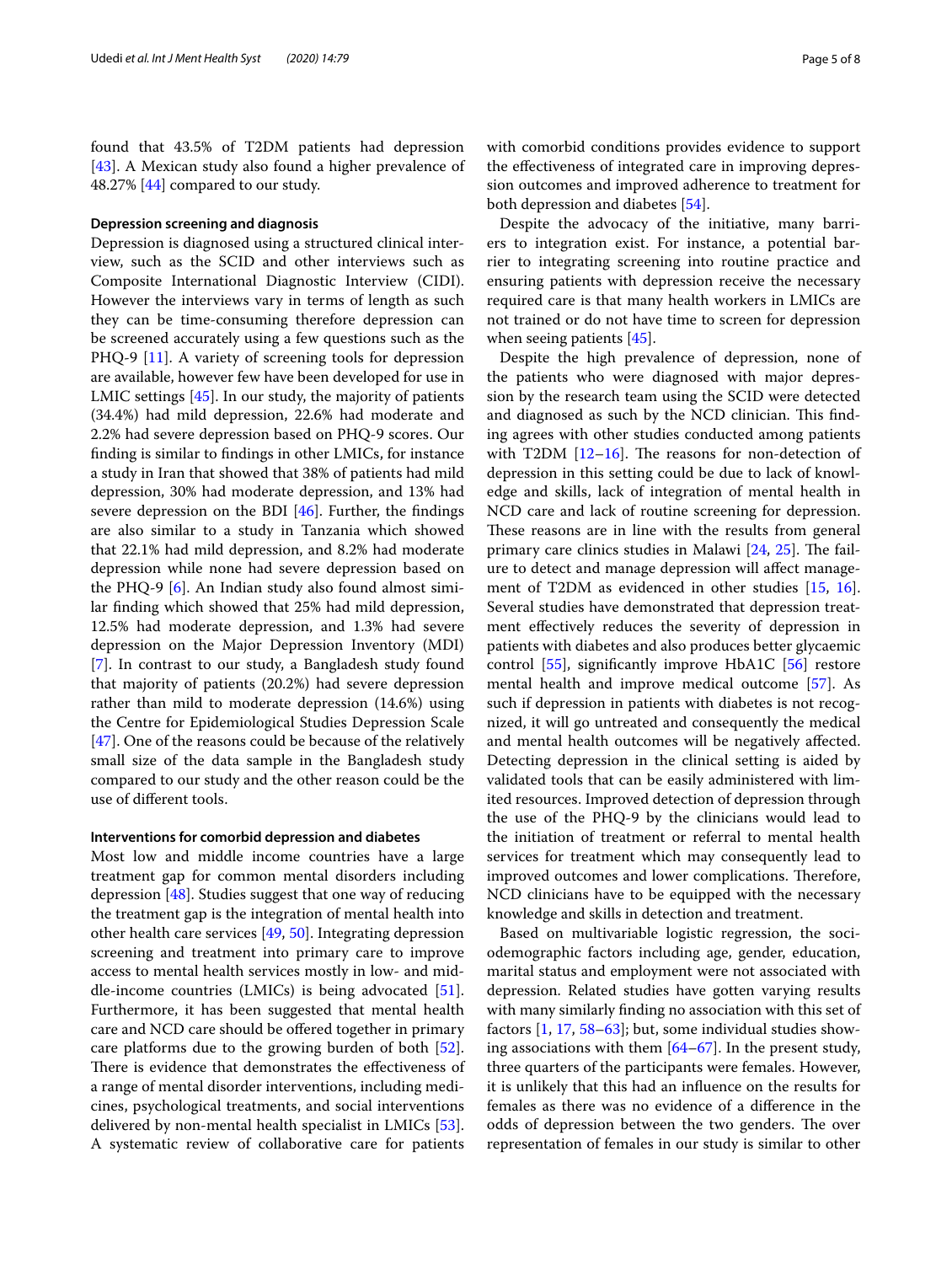found that 43.5% of T2DM patients had depression [43]. A Mexican study also found a higher prevalence of 48.27% [44] compared to our study.

#### Depression screening and diagnosis

Depression is diagnosed using a structured clinical interview, such as the SCID and other interviews such as Composite International Diagnostic Interview (CIDI). However the interviews vary in terms of length as such they can be time-consuming therefore depression can be screened accurately using a few questions such as the PHQ-9 [11]. A variety of screening tools for depression are available, however few have been developed for use in LMIC settings [45]. In our study, the majority of patients (34.4%) had mild depression, 22.6% had moderate and 2.2% had severe depression based on PHQ-9 scores. Our finding is similar to findings in other LMICs, for instance a study in Iran that showed that 38% of patients had mild depression, 30% had moderate depression, and 13% had severe depression on the BDI [46]. Further, the findings are also similar to a study in Tanzania which showed that 22.1% had mild depression, and 8.2% had moderate depression while none had severe depression based on the PHQ-9 [6]. An Indian study also found almost similar finding which showed that 25% had mild depression, 12.5% had moderate depression, and 1.3% had severe depression on the Major Depression Inventory (MDI) [7]. In contrast to our study, a Bangladesh study found that majority of patients (20.2%) had severe depression rather than mild to moderate depression (14.6%) using the Centre for Epidemiological Studies Depression Scale [47]. One of the reasons could be because of the relatively small size of the data sample in the Bangladesh study compared to our study and the other reason could be the use of different tools.

#### Interventions for comorbid depression and diabetes

Most low and middle income countries have a large treatment gap for common mental disorders including depression [48]. Studies suggest that one way of reducing the treatment gap is the integration of mental health into other health care services [49, 50]. Integrating depression screening and treatment into primary care to improve access to mental health services mostly in low- and middle-income countries (LMICs) is being advocated [51]. Furthermore, it has been suggested that mental health care and NCD care should be offered together in primary care platforms due to the growing burden of both [52]. There is evidence that demonstrates the effectiveness of a range of mental disorder interventions, including medicines, psychological treatments, and social interventions delivered by non-mental health specialist in LMICs [53]. A systematic review of collaborative care for patients with comorbid conditions provides evidence to support the effectiveness of integrated care in improving depression outcomes and improved adherence to treatment for both depression and diabetes [54].

Despite the advocacy of the initiative, many barriers to integration exist. For instance, a potential barrier to integrating screening into routine practice and ensuring patients with depression receive the necessary required care is that many health workers in LMICs are not trained or do not have time to screen for depression when seeing patients [45].

Despite the high prevalence of depression, none of the patients who were diagnosed with major depression by the research team using the SCID were detected and diagnosed as such by the NCD clinician. This finding agrees with other studies conducted among patients with T2DM [12–16]. The reasons for non-detection of depression in this setting could be due to lack of knowledge and skills, lack of integration of mental health in NCD care and lack of routine screening for depression. These reasons are in line with the results from general primary care clinics studies in Malawi [24, 25]. The failure to detect and manage depression will affect management of T2DM as evidenced in other studies [15, 16]. Several studies have demonstrated that depression treatment effectively reduces the severity of depression in patients with diabetes and also produces better glycaemic control [55], significantly improve HbA1C [56] restore mental health and improve medical outcome [57]. As such if depression in patients with diabetes is not recognized, it will go untreated and consequently the medical and mental health outcomes will be negatively affected. Detecting depression in the clinical setting is aided by validated tools that can be easily administered with limited resources. Improved detection of depression through the use of the PHQ-9 by the clinicians would lead to the initiation of treatment or referral to mental health services for treatment which may consequently lead to improved outcomes and lower complications. Therefore, NCD clinicians have to be equipped with the necessary knowledge and skills in detection and treatment.

Based on multivariable logistic regression, the sociodemographic factors including age, gender, education, marital status and employment were not associated with depression. Related studies have gotten varying results with many similarly finding no association with this set of factors [1, 17, 58–63]; but, some individual studies showing associations with them [64–67]. In the present study, three quarters of the participants were females. However, it is unlikely that this had an influence on the results for females as there was no evidence of a difference in the odds of depression between the two genders. The over representation of females in our study is similar to other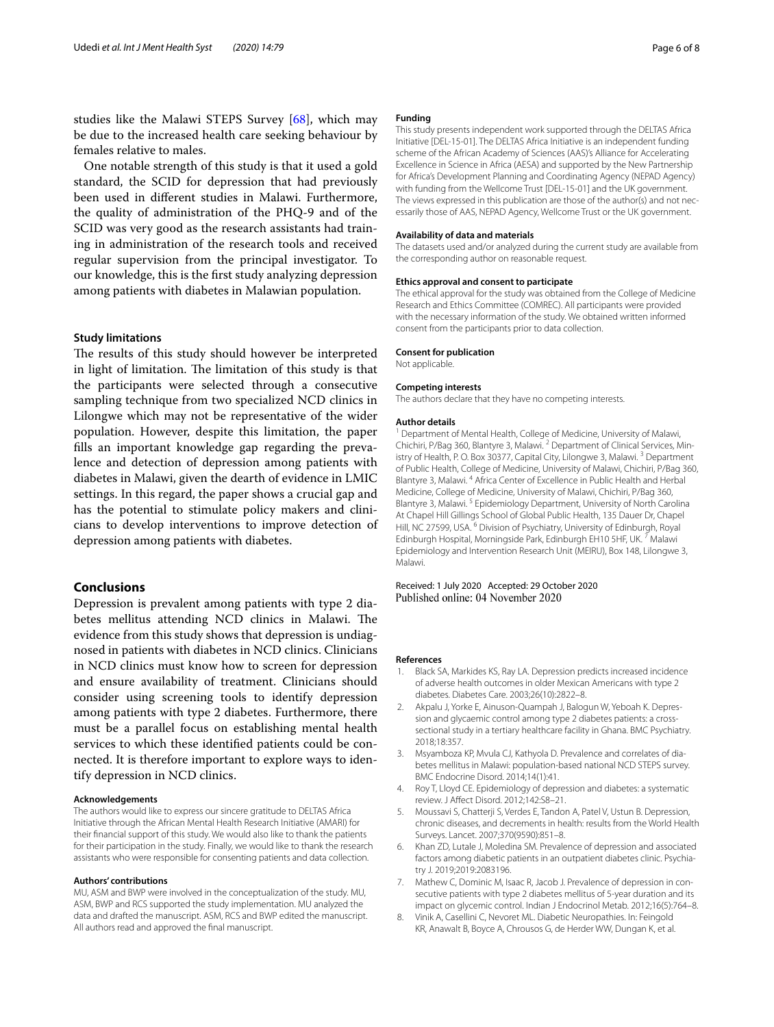studies like the Malawi STEPS Survey [68], which may be due to the increased health care seeking behaviour by females relative to males.

One notable strength of this study is that it used a gold standard, the SCID for depression that had previously been used in different studies in Malawi. Furthermore, the quality of administration of the PHQ-9 and of the SCID was very good as the research assistants had training in administration of the research tools and received regular supervision from the principal investigator. To our knowledge, this is the first study analyzing depression among patients with diabetes in Malawian population.

### Study limitations

The results of this study should however be interpreted in light of limitation. The limitation of this study is that the participants were selected through a consecutive sampling technique from two specialized NCD clinics in Lilongwe which may not be representative of the wider population. However, despite this limitation, the paper fills an important knowledge gap regarding the prevalence and detection of depression among patients with diabetes in Malawi, given the dearth of evidence in LMIC settings. In this regard, the paper shows a crucial gap and has the potential to stimulate policy makers and clinicians to develop interventions to improve detection of depression among patients with diabetes.

## Conclusions

Depression is prevalent among patients with type 2 diabetes mellitus attending NCD clinics in Malawi. The evidence from this study shows that depression is undiagnosed in patients with diabetes in NCD clinics. Clinicians in NCD clinics must know how to screen for depression and ensure availability of treatment. Clinicians should consider using screening tools to identify depression among patients with type 2 diabetes. Furthermore, there must be a parallel focus on establishing mental health services to which these identified patients could be connected. It is therefore important to explore ways to identify depression in NCD clinics.

#### Acknowledgements

The authors would like to express our sincere gratitude to DELTAS Africa Initiative through the African Mental Health Research Initiative (AMARI) for their financial support of this study. We would also like to thank the patients for their participation in the study. Finally, we would like to thank the research assistants who were responsible for consenting patients and data collection.

#### Authors' contributions

MU, ASM and BWP were involved in the conceptualization of the study. MU, ASM, BWP and RCS supported the study implementation. MU analyzed the data and drafted the manuscript. ASM, RCS and BWP edited the manuscript. All authors read and approved the final manuscript.

#### Funding

This study presents independent work supported through the DELTAS Africa Initiative [DEL-15-01]. The DELTAS Africa Initiative is an independent funding scheme of the African Academy of Sciences (AAS)'s Alliance for Accelerating Excellence in Science in Africa (AESA) and supported by the New Partnership for Africa's Development Planning and Coordinating Agency (NEPAD Agency) with funding from the Wellcome Trust [DEL-15-01] and the UK government. The views expressed in this publication are those of the author(s) and not necessarily those of AAS, NEPAD Agency, Wellcome Trust or the UK government.

#### Availability of data and materials

The datasets used and/or analyzed during the current study are available from the corresponding author on reasonable request.

#### Ethics approval and consent to participate

The ethical approval for the study was obtained from the College of Medicine Research and Ethics Committee (COMREC). All participants were provided with the necessary information of the study. We obtained written informed consent from the participants prior to data collection.

#### Consent for publication

Not applicable.

#### Competing interests

The authors declare that they have no competing interests.

#### Author details

[1] Department of Mental Health, College of Medicine, University of Malawi, Chichiri, P/Bag 360, Blantyre 3, Malawi. [2] Department of Clinical Services, Ministry of Health, P. O. Box 30377, Capital City, Lilongwe 3, Malawi. [3] Department of Public Health, College of Medicine, University of Malawi, Chichiri, P/Bag 360, Blantyre 3, Malawi. [4] Africa Center of Excellence in Public Health and Herbal Medicine, College of Medicine, University of Malawi, Chichiri, P/Bag 360, Blantyre 3, Malawi. [5] Epidemiology Department, University of North Carolina At Chapel Hill Gillings School of Global Public Health, 135 Dauer Dr, Chapel Hill, NC 27599, USA. [6] Division of Psychiatry, University of Edinburgh, Royal Edinburgh Hospital, Morningside Park, Edinburgh EH10 5HF, UK. [7] Malawi Epidemiology and Intervention Research Unit (MEIRU), Box 148, Lilongwe 3, Malawi.

Received: 1 July 2020 Accepted: 29 October 2020
Published online: 04 November 2020

#### References

1. Black SA, Markides KS, Ray LA. Depression predicts increased incidence of adverse health outcomes in older Mexican Americans with type 2 diabetes. Diabetes Care. 2003;26(10):2822–8.
2. Akpalu J, Yorke E, Ainuson-Quampah J, Balogun W, Yeboah K. Depression and glycaemic control among type 2 diabetes patients: a cross-sectional study in a tertiary healthcare facility in Ghana. BMC Psychiatry. 2018;18:357.
3. Msyamboza KP, Mvula CJ, Kathyola D. Prevalence and correlates of diabetes mellitus in Malawi: population-based national NCD STEPS survey. BMC Endocrine Disord. 2014;14(1):41.
4. Roy T, Lloyd CE. Epidemiology of depression and diabetes: a systematic review. J Affect Disord. 2012;142:S8–21.
5. Moussavi S, Chatterji S, Verdes E, Tandon A, Patel V, Ustun B. Depression, chronic diseases, and decrements in health: results from the World Health Surveys. Lancet. 2007;370(9590):851–8.
6. Khan ZD, Lutale J, Moledina SM. Prevalence of depression and associated factors among diabetic patients in an outpatient diabetes clinic. Psychiatry J. 2019;2019:2083196.
7. Mathew C, Dominic M, Isaac R, Jacob J. Prevalence of depression in consecutive patients with type 2 diabetes mellitus of 5-year duration and its impact on glycemic control. Indian J Endocrinol Metab. 2012;16(5):764–8.
8. Vinik A, Casellini C, Nevoret ML. Diabetic Neuropathies. In: Feingold KR, Anawalt B, Boyce A, Chrousos G, de Herder WW, Dungan K, et al.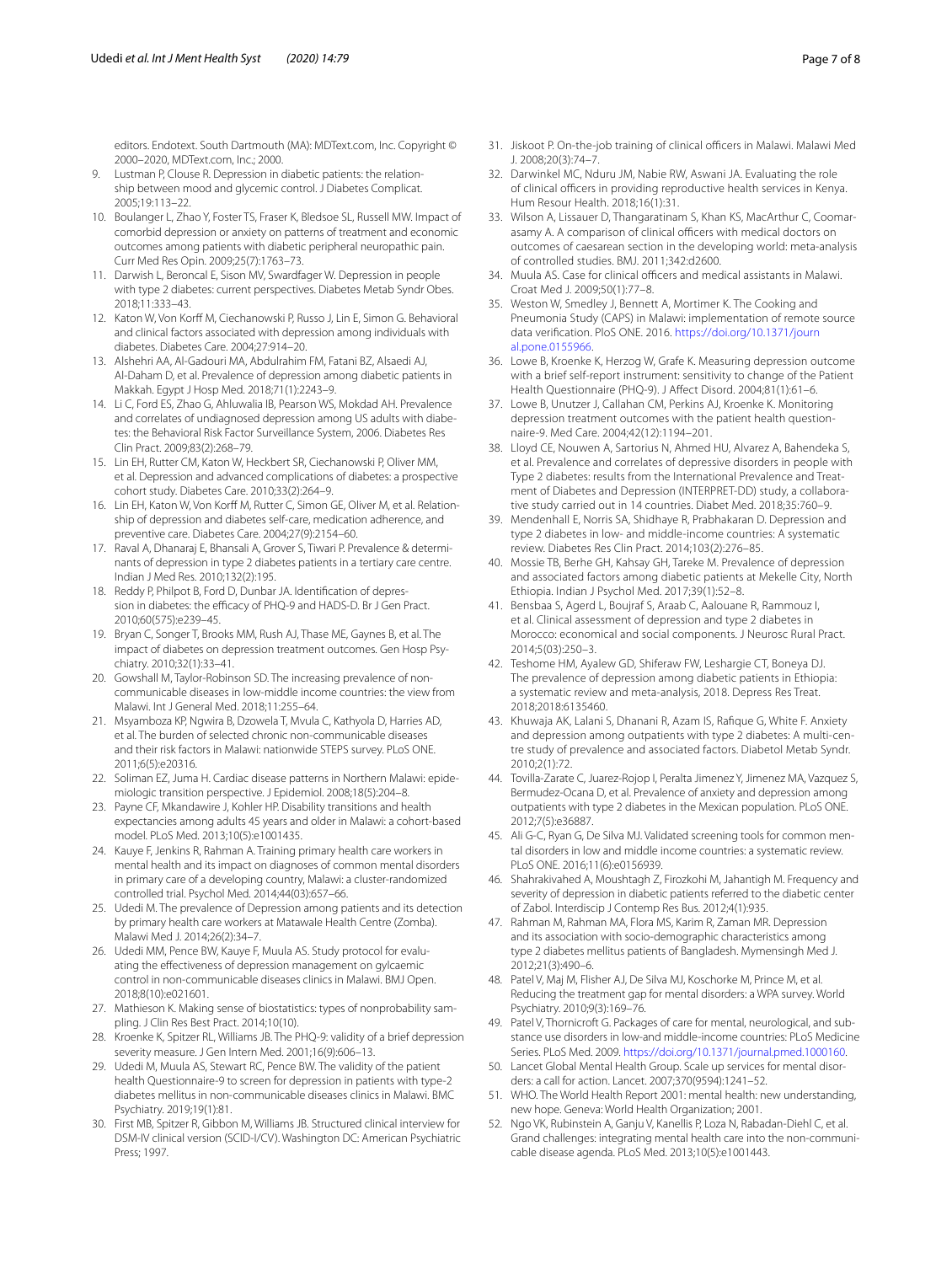editors. Endotext. South Dartmouth (MA): MDText.com, Inc. Copyright © 2000–2020, MDText.com, Inc.; 2000.

9. Lustman P, Clouse R. Depression in diabetic patients: the relationship between mood and glycemic control. J Diabetes Complicat. 2005;19:113–22.
10. Boulanger L, Zhao Y, Foster TS, Fraser K, Bledsoe SL, Russell MW. Impact of comorbid depression or anxiety on patterns of treatment and economic outcomes among patients with diabetic peripheral neuropathic pain. Curr Med Res Opin. 2009;25(7):1763–73.
11. Darwish L, Beroncal E, Sison MV, Swardfager W. Depression in people with type 2 diabetes: current perspectives. Diabetes Metab Syndr Obes. 2018;11:333–43.
12. Katon W, Von Korff M, Ciechanowski P, Russo J, Lin E, Simon G. Behavioral and clinical factors associated with depression among individuals with diabetes. Diabetes Care. 2004;27:914–20.
13. Alshehri AA, Al-Gadouri MA, Abdulrahim FM, Fatani BZ, Alsaedi AJ, Al-Daham D, et al. Prevalence of depression among diabetic patients in Makkah. Egypt J Hosp Med. 2018;71(1):2243–9.
14. Li C, Ford ES, Zhao G, Ahluwalia IB, Pearson WS, Mokdad AH. Prevalence and correlates of undiagnosed depression among US adults with diabetes: the Behavioral Risk Factor Surveillance System, 2006. Diabetes Res Clin Pract. 2009;83(2):268–79.
15. Lin EH, Rutter CM, Katon W, Heckbert SR, Ciechanowski P, Oliver MM, et al. Depression and advanced complications of diabetes: a prospective cohort study. Diabetes Care. 2010;33(2):264–9.
16. Lin EH, Katon W, Von Korff M, Rutter C, Simon GE, Oliver M, et al. Relationship of depression and diabetes self-care, medication adherence, and preventive care. Diabetes Care. 2004;27(9):2154–60.
17. Raval A, Dhanaraj E, Bhansali A, Grover S, Tiwari P. Prevalence & determinants of depression in type 2 diabetes patients in a tertiary care centre. Indian J Med Res. 2010;132(2):195.
18. Reddy P, Philpot B, Ford D, Dunbar JA. Identification of depression in diabetes: the efficacy of PHQ-9 and HADS-D. Br J Gen Pract. 2010;60(575):e239–45.
19. Bryan C, Songer T, Brooks MM, Rush AJ, Thase ME, Gaynes B, et al. The impact of diabetes on depression treatment outcomes. Gen Hosp Psychiatry. 2010;32(1):33–41.
20. Gowshall M, Taylor-Robinson SD. The increasing prevalence of non-communicable diseases in low-middle income countries: the view from Malawi. Int J General Med. 2018;11:255–64.
21. Msyamboza KP, Ngwira B, Dzowela T, Mvula C, Kathyola D, Harries AD, et al. The burden of selected chronic non-communicable diseases and their risk factors in Malawi: nationwide STEPS survey. PLoS ONE. 2011;6(5):e20316.
22. Soliman EZ, Juma H. Cardiac disease patterns in Northern Malawi: epidemiologic transition perspective. J Epidemiol. 2008;18(5):204–8.
23. Payne CF, Mkandawire J, Kohler HP. Disability transitions and health expectancies among adults 45 years and older in Malawi: a cohort-based model. PLoS Med. 2013;10(5):e1001435.
24. Kauye F, Jenkins R, Rahman A. Training primary health care workers in mental health and its impact on diagnoses of common mental disorders in primary care of a developing country, Malawi: a cluster-randomized controlled trial. Psychol Med. 2014;44(03):657–66.
25. Udedi M. The prevalence of Depression among patients and its detection by primary health care workers at Matawale Health Centre (Zomba). Malawi Med J. 2014;26(2):34–7.
26. Udedi MM, Pence BW, Kauye F, Muula AS. Study protocol for evaluating the effectiveness of depression management on gylcaemic control in non-communicable diseases clinics in Malawi. BMJ Open. 2018;8(10):e021601.
27. Mathieson K. Making sense of biostatistics: types of nonprobability sampling. J Clin Res Best Pract. 2014;10(10).
28. Kroenke K, Spitzer RL, Williams JB. The PHQ-9: validity of a brief depression severity measure. J Gen Intern Med. 2001;16(9):606–13.
29. Udedi M, Muula AS, Stewart RC, Pence BW. The validity of the patient health Questionnaire-9 to screen for depression in patients with type-2 diabetes mellitus in non-communicable diseases clinics in Malawi. BMC Psychiatry. 2019;19(1):81.
30. First MB, Spitzer R, Gibbon M, Williams JB. Structured clinical interview for DSM-IV clinical version (SCID-I/CV). Washington DC: American Psychiatric Press; 1997.
31. Jiskoot P. On-the-job training of clinical officers in Malawi. Malawi Med J. 2008;20(3):74–7.
32. Darwinkel MC, Nduru JM, Nabie RW, Aswani JA. Evaluating the role of clinical officers in providing reproductive health services in Kenya. Hum Resour Health. 2018;16(1):31.
33. Wilson A, Lissauer D, Thangaratinam S, Khan KS, MacArthur C, Coomarasamy A. A comparison of clinical officers with medical doctors on outcomes of caesarean section in the developing world: meta-analysis of controlled studies. BMJ. 2011;342:d2600.
34. Muula AS. Case for clinical officers and medical assistants in Malawi. Croat Med J. 2009;50(1):77–8.
35. Weston W, Smedley J, Bennett A, Mortimer K. The Cooking and Pneumonia Study (CAPS) in Malawi: implementation of remote source data verification. PloS ONE. 2016. https://doi.org/10.1371/journal.pone.0155966.
36. Lowe B, Kroenke K, Herzog W, Grafe K. Measuring depression outcome with a brief self-report instrument: sensitivity to change of the Patient Health Questionnaire (PHQ-9). J Affect Disord. 2004;81(1):61–6.
37. Lowe B, Unutzer J, Callahan CM, Perkins AJ, Kroenke K. Monitoring depression treatment outcomes with the patient health questionnaire-9. Med Care. 2004;42(12):1194–201.
38. Lloyd CE, Nouwen A, Sartorius N, Ahmed HU, Alvarez A, Bahendeka S, et al. Prevalence and correlates of depressive disorders in people with Type 2 diabetes: results from the International Prevalence and Treatment of Diabetes and Depression (INTERPRET-DD) study, a collaborative study carried out in 14 countries. Diabet Med. 2018;35:760–9.
39. Mendenhall E, Norris SA, Shidhaye R, Prabhakaran D. Depression and type 2 diabetes in low- and middle-income countries: A systematic review. Diabetes Res Clin Pract. 2014;103(2):276–85.
40. Mossie TB, Berhe GH, Kahsay GH, Tareke M. Prevalence of depression and associated factors among diabetic patients at Mekelle City, North Ethiopia. Indian J Psychol Med. 2017;39(1):52–8.
41. Bensbaa S, Agerd L, Boujraf S, Araab C, Aalouane R, Rammouz I, et al. Clinical assessment of depression and type 2 diabetes in Morocco: economical and social components. J Neurosc Rural Pract. 2014;5(03):250–3.
42. Teshome HM, Ayalew GD, Shiferaw FW, Leshargie CT, Boneya DJ. The prevalence of depression among diabetic patients in Ethiopia: a systematic review and meta-analysis, 2018. Depress Res Treat. 2018;2018:6135460.
43. Khuwaja AK, Lalani S, Dhanani R, Azam IS, Rafique G, White F. Anxiety and depression among outpatients with type 2 diabetes: A multi-centre study of prevalence and associated factors. Diabetol Metab Syndr. 2010;2(1):72.
44. Tovilla-Zarate C, Juarez-Rojop I, Peralta Jimenez Y, Jimenez MA, Vazquez S, Bermudez-Ocana D, et al. Prevalence of anxiety and depression among outpatients with type 2 diabetes in the Mexican population. PLoS ONE. 2012;7(5):e36887.
45. Ali G-C, Ryan G, De Silva MJ. Validated screening tools for common mental disorders in low and middle income countries: a systematic review. PLoS ONE. 2016;11(6):e0156939.
46. Shahrakivahed A, Moushtagh Z, Firozkohi M, Jahantigh M. Frequency and severity of depression in diabetic patients referred to the diabetic center of Zabol. Interdiscip J Contemp Res Bus. 2012;4(1):935.
47. Rahman M, Rahman MA, Flora MS, Karim R, Zaman MR. Depression and its association with socio-demographic characteristics among type 2 diabetes mellitus patients of Bangladesh. Mymensingh Med J. 2012;21(3):490–6.
48. Patel V, Maj M, Flisher AJ, De Silva MJ, Koschorke M, Prince M, et al. Reducing the treatment gap for mental disorders: a WPA survey. World Psychiatry. 2010;9(3):169–76.
49. Patel V, Thornicroft G. Packages of care for mental, neurological, and substance use disorders in low-and middle-income countries: PLoS Medicine Series. PLoS Med. 2009. https://doi.org/10.1371/journal.pmed.1000160.
50. Lancet Global Mental Health Group. Scale up services for mental disorders: a call for action. Lancet. 2007;370(9594):1241–52.
51. WHO. The World Health Report 2001: mental health: new understanding, new hope. Geneva: World Health Organization; 2001.
52. Ngo VK, Rubinstein A, Ganju V, Kanellis P, Loza N, Rabadan-Diehl C, et al. Grand challenges: integrating mental health care into the non-communicable disease agenda. PLoS Med. 2013;10(5):e1001443.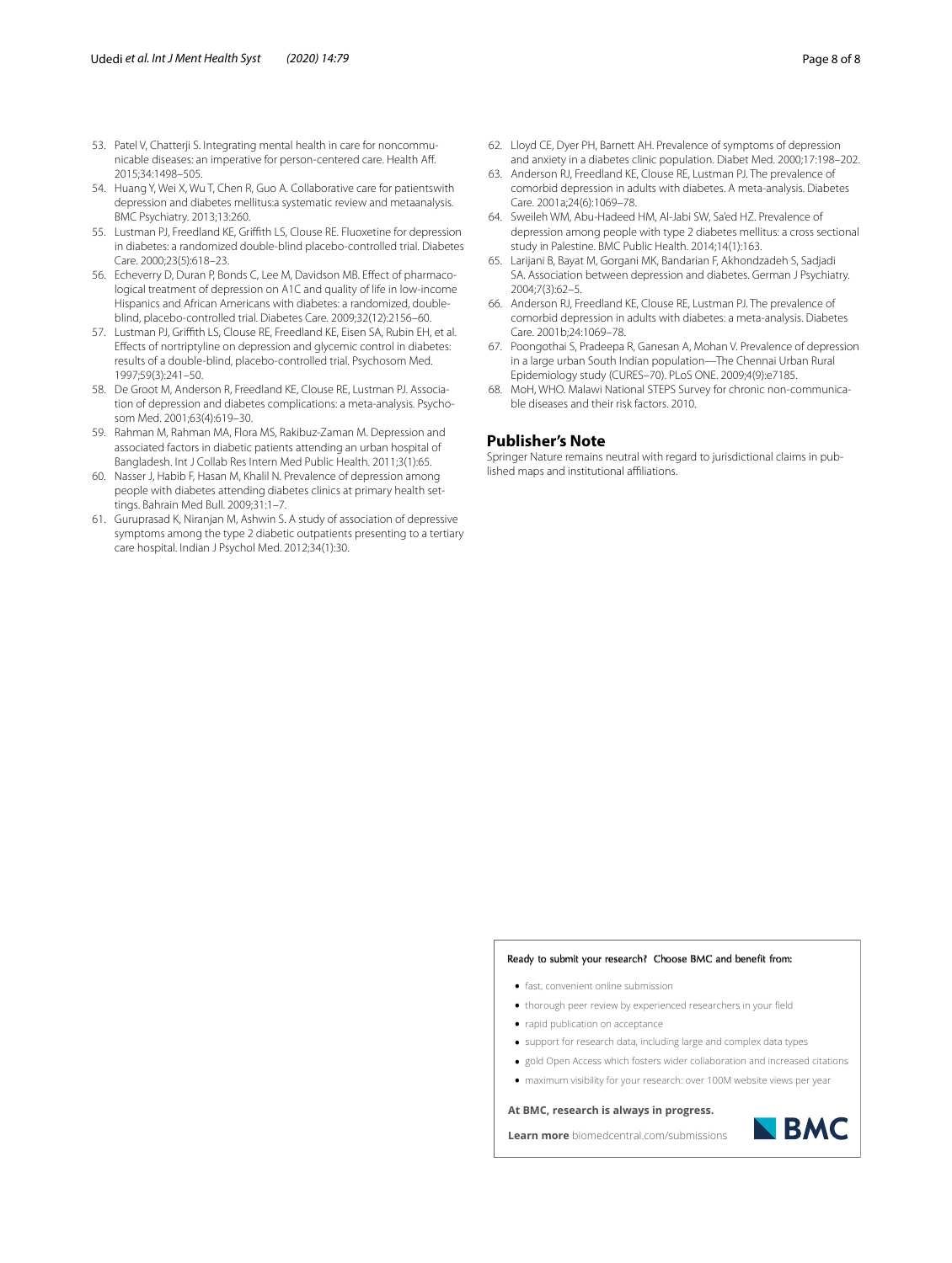53. Patel V, Chatterji S. Integrating mental health in care for noncommunicable diseases: an imperative for person-centered care. Health Aff. 2015;34:1498–505.
54. Huang Y, Wei X, Wu T, Chen R, Guo A. Collaborative care for patientswith depression and diabetes mellitus:a systematic review and metaanalysis. BMC Psychiatry. 2013;13:260.
55. Lustman PJ, Freedland KE, Griffith LS, Clouse RE. Fluoxetine for depression in diabetes: a randomized double-blind placebo-controlled trial. Diabetes Care. 2000;23(5):618–23.
56. Echeverry D, Duran P, Bonds C, Lee M, Davidson MB. Effect of pharmacological treatment of depression on A1C and quality of life in low-income Hispanics and African Americans with diabetes: a randomized, double-blind, placebo-controlled trial. Diabetes Care. 2009;32(12):2156–60.
57. Lustman PJ, Griffith LS, Clouse RE, Freedland KE, Eisen SA, Rubin EH, et al. Effects of nortriptyline on depression and glycemic control in diabetes: results of a double-blind, placebo-controlled trial. Psychosom Med. 1997;59(3):241–50.
58. De Groot M, Anderson R, Freedland KE, Clouse RE, Lustman PJ. Association of depression and diabetes complications: a meta-analysis. Psychosom Med. 2001;63(4):619–30.
59. Rahman M, Rahman MA, Flora MS, Rakibuz-Zaman M. Depression and associated factors in diabetic patients attending an urban hospital of Bangladesh. Int J Collab Res Intern Med Public Health. 2011;3(1):65.
60. Nasser J, Habib F, Hasan M, Khalil N. Prevalence of depression among people with diabetes attending diabetes clinics at primary health settings. Bahrain Med Bull. 2009;31:1–7.
61. Guruprasad K, Niranjan M, Ashwin S. A study of association of depressive symptoms among the type 2 diabetic outpatients presenting to a tertiary care hospital. Indian J Psychol Med. 2012;34(1):30.
62. Lloyd CE, Dyer PH, Barnett AH. Prevalence of symptoms of depression and anxiety in a diabetes clinic population. Diabet Med. 2000;17:198–202.
63. Anderson RJ, Freedland KE, Clouse RE, Lustman PJ. The prevalence of comorbid depression in adults with diabetes. A meta-analysis. Diabetes Care. 2001a;24(6):1069–78.
64. Sweileh WM, Abu-Hadeed HM, Al-Jabi SW, Sa'ed HZ. Prevalence of depression among people with type 2 diabetes mellitus: a cross sectional study in Palestine. BMC Public Health. 2014;14(1):163.
65. Larijani B, Bayat M, Gorgani MK, Bandarian F, Akhondzadeh S, Sadjadi SA. Association between depression and diabetes. German J Psychiatry. 2004;7(3):62–5.
66. Anderson RJ, Freedland KE, Clouse RE, Lustman PJ. The prevalence of comorbid depression in adults with diabetes: a meta-analysis. Diabetes Care. 2001b;24:1069–78.
67. Poongothai S, Pradeepa R, Ganesan A, Mohan V. Prevalence of depression in a large urban South Indian population—The Chennai Urban Rural Epidemiology study (CURES–70). PLoS ONE. 2009;4(9):e7185.
68. MoH, WHO. Malawi National STEPS Survey for chronic non-communicable diseases and their risk factors. 2010.

## Publisher's Note

Springer Nature remains neutral with regard to jurisdictional claims in published maps and institutional affiliations.

Ready to submit your research? Choose BMC and benefit from:

- fast, convenient online submission
- thorough peer review by experienced researchers in your field
- rapid publication on acceptance
- support for research data, including large and complex data types
- gold Open Access which fosters wider collaboration and increased citations
- maximum visibility for your research: over 100M website views per year

**At BMC, research is always in progress.**

**Learn more** biomedcentral.com/submissions

BMC